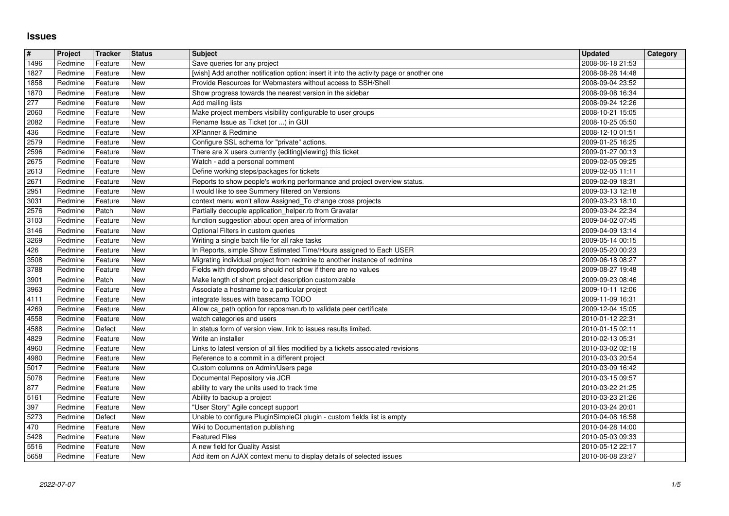# Issues

| # | Project | Tracker | Status | Subject | Updated | Category |
|---|---|---|---|---|---|---|
| 1496 | Redmine | Feature | New | Save queries for any project | 2008-06-18 21:53 | |
| 1827 | Redmine | Feature | New | [wish] Add another notification option: insert it into the activity page or another one | 2008-08-28 14:48 | |
| 1858 | Redmine | Feature | New | Provide Resources for Webmasters without access to SSH/Shell | 2008-09-04 23:52 | |
| 1870 | Redmine | Feature | New | Show progress towards the nearest version in the sidebar | 2008-09-08 16:34 | |
| 277 | Redmine | Feature | New | Add mailing lists | 2008-09-24 12:26 | |
| 2060 | Redmine | Feature | New | Make project members visibility configurable to user groups | 2008-10-21 15:05 | |
| 2082 | Redmine | Feature | New | Rename Issue as Ticket (or ...) in GUI | 2008-10-25 05:50 | |
| 436 | Redmine | Feature | New | XPlanner & Redmine | 2008-12-10 01:51 | |
| 2579 | Redmine | Feature | New | Configure SSL schema for "private" actions. | 2009-01-25 16:25 | |
| 2596 | Redmine | Feature | New | There are X users currently {editing\|viewing} this ticket | 2009-01-27 00:13 | |
| 2675 | Redmine | Feature | New | Watch - add a personal comment | 2009-02-05 09:25 | |
| 2613 | Redmine | Feature | New | Define working steps/packages for tickets | 2009-02-05 11:11 | |
| 2671 | Redmine | Feature | New | Reports to show people's working performance and project overview status. | 2009-02-09 18:31 | |
| 2951 | Redmine | Feature | New | I would like to see Summery filtered on Versions | 2009-03-13 12:18 | |
| 3031 | Redmine | Feature | New | context menu won't allow Assigned_To change cross projects | 2009-03-23 18:10 | |
| 2576 | Redmine | Patch | New | Partially decouple application_helper.rb from Gravatar | 2009-03-24 22:34 | |
| 3103 | Redmine | Feature | New | function suggestion about open area of information | 2009-04-02 07:45 | |
| 3146 | Redmine | Feature | New | Optional Filters in custom queries | 2009-04-09 13:14 | |
| 3269 | Redmine | Feature | New | Writing a single batch file for all rake tasks | 2009-05-14 00:15 | |
| 426 | Redmine | Feature | New | In Reports, simple Show Estimated Time/Hours assigned to Each USER | 2009-05-20 00:23 | |
| 3508 | Redmine | Feature | New | Migrating individual project from redmine to another instance of redmine | 2009-06-18 08:27 | |
| 3788 | Redmine | Feature | New | Fields with dropdowns should not show if there are no values | 2009-08-27 19:48 | |
| 3901 | Redmine | Patch | New | Make length of short project description customizable | 2009-09-23 08:46 | |
| 3963 | Redmine | Feature | New | Associate a hostname to a particular project | 2009-10-11 12:06 | |
| 4111 | Redmine | Feature | New | integrate Issues with basecamp TODO | 2009-11-09 16:31 | |
| 4269 | Redmine | Feature | New | Allow ca_path option for reposman.rb to validate peer certificate | 2009-12-04 15:05 | |
| 4558 | Redmine | Feature | New | watch categories and users | 2010-01-12 22:31 | |
| 4588 | Redmine | Defect | New | In status form of version view, link to issues results limited. | 2010-01-15 02:11 | |
| 4829 | Redmine | Feature | New | Write an installer | 2010-02-13 05:31 | |
| 4960 | Redmine | Feature | New | Links to latest version of all files modified by a tickets associated revisions | 2010-03-02 02:19 | |
| 4980 | Redmine | Feature | New | Reference to a commit in a different project | 2010-03-03 20:54 | |
| 5017 | Redmine | Feature | New | Custom columns on Admin/Users page | 2010-03-09 16:42 | |
| 5078 | Redmine | Feature | New | Documental Repository vía JCR | 2010-03-15 09:57 | |
| 877 | Redmine | Feature | New | ability to vary the units used to track time | 2010-03-22 21:25 | |
| 5161 | Redmine | Feature | New | Ability to backup a project | 2010-03-23 21:26 | |
| 397 | Redmine | Feature | New | "User Story" Agile concept support | 2010-03-24 20:01 | |
| 5273 | Redmine | Defect | New | Unable to configure PluginSimpleCI plugin - custom fields list is empty | 2010-04-08 16:58 | |
| 470 | Redmine | Feature | New | Wiki to Documentation publishing | 2010-04-28 14:00 | |
| 5428 | Redmine | Feature | New | Featured Files | 2010-05-03 09:33 | |
| 5516 | Redmine | Feature | New | A new field for Quality Assist | 2010-05-12 22:17 | |
| 5658 | Redmine | Feature | New | Add item on AJAX context menu to display details of selected issues | 2010-06-08 23:27 | |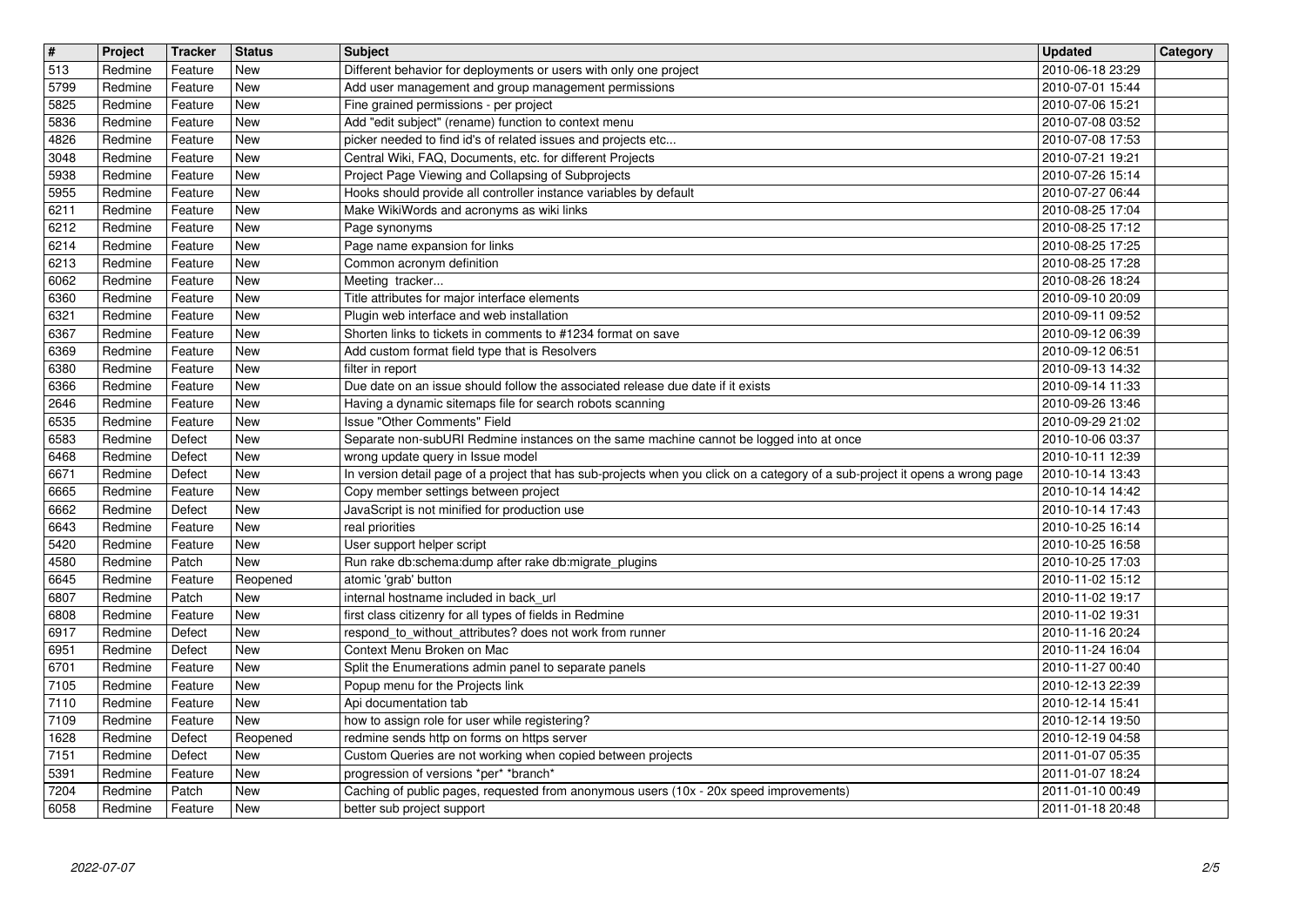| # | Project | Tracker | Status | Subject | Updated | Category |
|---|---|---|---|---|---|---|
| 513 | Redmine | Feature | New | Different behavior for deployments or users with only one project | 2010-06-18 23:29 | |
| 5799 | Redmine | Feature | New | Add user management and group management permissions | 2010-07-01 15:44 | |
| 5825 | Redmine | Feature | New | Fine grained permissions - per project | 2010-07-06 15:21 | |
| 5836 | Redmine | Feature | New | Add "edit subject" (rename) function to context menu | 2010-07-08 03:52 | |
| 4826 | Redmine | Feature | New | picker needed to find id's of related issues and projects etc... | 2010-07-08 17:53 | |
| 3048 | Redmine | Feature | New | Central Wiki, FAQ, Documents, etc. for different Projects | 2010-07-21 19:21 | |
| 5938 | Redmine | Feature | New | Project Page Viewing and Collapsing of Subprojects | 2010-07-26 15:14 | |
| 5955 | Redmine | Feature | New | Hooks should provide all controller instance variables by default | 2010-07-27 06:44 | |
| 6211 | Redmine | Feature | New | Make WikiWords and acronyms as wiki links | 2010-08-25 17:04 | |
| 6212 | Redmine | Feature | New | Page synonyms | 2010-08-25 17:12 | |
| 6214 | Redmine | Feature | New | Page name expansion for links | 2010-08-25 17:25 | |
| 6213 | Redmine | Feature | New | Common acronym definition | 2010-08-25 17:28 | |
| 6062 | Redmine | Feature | New | Meeting tracker... | 2010-08-26 18:24 | |
| 6360 | Redmine | Feature | New | Title attributes for major interface elements | 2010-09-10 20:09 | |
| 6321 | Redmine | Feature | New | Plugin web interface and web installation | 2010-09-11 09:52 | |
| 6367 | Redmine | Feature | New | Shorten links to tickets in comments to #1234 format on save | 2010-09-12 06:39 | |
| 6369 | Redmine | Feature | New | Add custom format field type that is Resolvers | 2010-09-12 06:51 | |
| 6380 | Redmine | Feature | New | filter in report | 2010-09-13 14:32 | |
| 6366 | Redmine | Feature | New | Due date on an issue should follow the associated release due date if it exists | 2010-09-14 11:33 | |
| 2646 | Redmine | Feature | New | Having a dynamic sitemaps file for search robots scanning | 2010-09-26 13:46 | |
| 6535 | Redmine | Feature | New | Issue "Other Comments" Field | 2010-09-29 21:02 | |
| 6583 | Redmine | Defect | New | Separate non-subURI Redmine instances on the same machine cannot be logged into at once | 2010-10-06 03:37 | |
| 6468 | Redmine | Defect | New | wrong update query in Issue model | 2010-10-11 12:39 | |
| 6671 | Redmine | Defect | New | In version detail page of a project that has sub-projects when you click on a category of a sub-project it opens a wrong page | 2010-10-14 13:43 | |
| 6665 | Redmine | Feature | New | Copy member settings between project | 2010-10-14 14:42 | |
| 6662 | Redmine | Defect | New | JavaScript is not minified for production use | 2010-10-14 17:43 | |
| 6643 | Redmine | Feature | New | real priorities | 2010-10-25 16:14 | |
| 5420 | Redmine | Feature | New | User support helper script | 2010-10-25 16:58 | |
| 4580 | Redmine | Patch | New | Run rake db:schema:dump after rake db:migrate_plugins | 2010-10-25 17:03 | |
| 6645 | Redmine | Feature | Reopened | atomic 'grab' button | 2010-11-02 15:12 | |
| 6807 | Redmine | Patch | New | internal hostname included in back_url | 2010-11-02 19:17 | |
| 6808 | Redmine | Feature | New | first class citizenry for all types of fields in Redmine | 2010-11-02 19:31 | |
| 6917 | Redmine | Defect | New | respond_to_without_attributes? does not work from runner | 2010-11-16 20:24 | |
| 6951 | Redmine | Defect | New | Context Menu Broken on Mac | 2010-11-24 16:04 | |
| 6701 | Redmine | Feature | New | Split the Enumerations admin panel to separate panels | 2010-11-27 00:40 | |
| 7105 | Redmine | Feature | New | Popup menu for the Projects link | 2010-12-13 22:39 | |
| 7110 | Redmine | Feature | New | Api documentation tab | 2010-12-14 15:41 | |
| 7109 | Redmine | Feature | New | how to assign role for user while registering? | 2010-12-14 19:50 | |
| 1628 | Redmine | Defect | Reopened | redmine sends http on forms on https server | 2010-12-19 04:58 | |
| 7151 | Redmine | Defect | New | Custom Queries are not working when copied between projects | 2011-01-07 05:35 | |
| 5391 | Redmine | Feature | New | progression of versions *per* *branch* | 2011-01-07 18:24 | |
| 7204 | Redmine | Patch | New | Caching of public pages, requested from anonymous users (10x - 20x speed improvements) | 2011-01-10 00:49 | |
| 6058 | Redmine | Feature | New | better sub project support | 2011-01-18 20:48 | |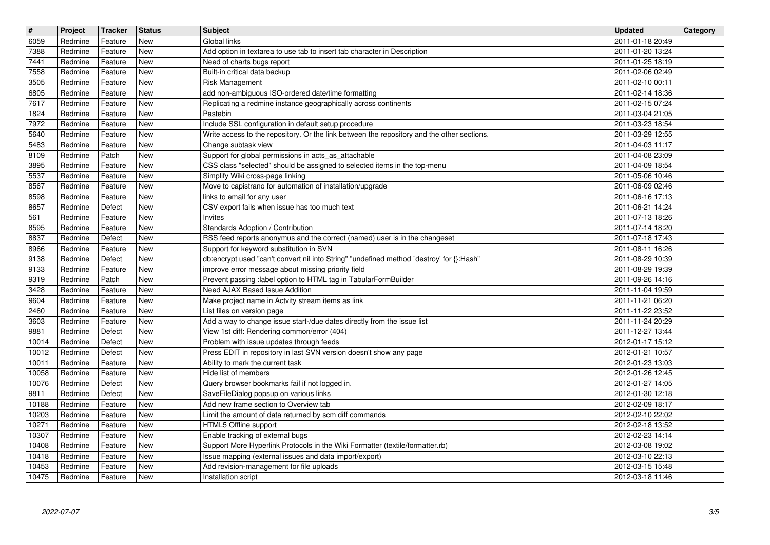| # | Project | Tracker | Status | Subject | Updated | Category |
| --- | --- | --- | --- | --- | --- | --- |
| 6059 | Redmine | Feature | New | Global links | 2011-01-18 20:49 | |
| 7388 | Redmine | Feature | New | Add option in textarea to use tab to insert tab character in Description | 2011-01-20 13:24 | |
| 7441 | Redmine | Feature | New | Need of charts bugs report | 2011-01-25 18:19 | |
| 7558 | Redmine | Feature | New | Built-in critical data backup | 2011-02-06 02:49 | |
| 3505 | Redmine | Feature | New | Risk Management | 2011-02-10 00:11 | |
| 6805 | Redmine | Feature | New | add non-ambiguous ISO-ordered date/time formatting | 2011-02-14 18:36 | |
| 7617 | Redmine | Feature | New | Replicating a redmine instance geographically across continents | 2011-02-15 07:24 | |
| 1824 | Redmine | Feature | New | Pastebin | 2011-03-04 21:05 | |
| 7972 | Redmine | Feature | New | Include SSL configuration in default setup procedure | 2011-03-23 18:54 | |
| 5640 | Redmine | Feature | New | Write access to the repository. Or the link between the repository and the other sections. | 2011-03-29 12:55 | |
| 5483 | Redmine | Feature | New | Change subtask view | 2011-04-03 11:17 | |
| 8109 | Redmine | Patch | New | Support for global permissions in acts_as_attachable | 2011-04-08 23:09 | |
| 3895 | Redmine | Feature | New | CSS class "selected" should be assigned to selected items in the top-menu | 2011-04-09 18:54 | |
| 5537 | Redmine | Feature | New | Simplify Wiki cross-page linking | 2011-05-06 10:46 | |
| 8567 | Redmine | Feature | New | Move to capistrano for automation of installation/upgrade | 2011-06-09 02:46 | |
| 8598 | Redmine | Feature | New | links to email for any user | 2011-06-16 17:13 | |
| 8657 | Redmine | Defect | New | CSV export fails when issue has too much text | 2011-06-21 14:24 | |
| 561 | Redmine | Feature | New | Invites | 2011-07-13 18:26 | |
| 8595 | Redmine | Feature | New | Standards Adoption / Contribution | 2011-07-14 18:20 | |
| 8837 | Redmine | Defect | New | RSS feed reports anonymus and the correct (named) user is in the changeset | 2011-07-18 17:43 | |
| 8966 | Redmine | Feature | New | Support for keyword substitution in SVN | 2011-08-11 16:26 | |
| 9138 | Redmine | Defect | New | db:encrypt used "can't convert nil into String" "undefined method `destroy' for {}:Hash" | 2011-08-29 10:39 | |
| 9133 | Redmine | Feature | New | improve error message about missing priority field | 2011-08-29 19:39 | |
| 9319 | Redmine | Patch | New | Prevent passing :label option to HTML tag in TabularFormBuilder | 2011-09-26 14:16 | |
| 3428 | Redmine | Feature | New | Need AJAX Based Issue Addition | 2011-11-04 19:59 | |
| 9604 | Redmine | Feature | New | Make project name in Actvity stream items as link | 2011-11-21 06:20 | |
| 2460 | Redmine | Feature | New | List files on version page | 2011-11-22 23:52 | |
| 3603 | Redmine | Feature | New | Add a way to change issue start-/due dates directly from the issue list | 2011-11-24 20:29 | |
| 9881 | Redmine | Defect | New | View 1st diff: Rendering common/error (404) | 2011-12-27 13:44 | |
| 10014 | Redmine | Defect | New | Problem with issue updates through feeds | 2012-01-17 15:12 | |
| 10012 | Redmine | Defect | New | Press EDIT in repository in last SVN version doesn't show any page | 2012-01-21 10:57 | |
| 10011 | Redmine | Feature | New | Ability to mark the current task | 2012-01-23 13:03 | |
| 10058 | Redmine | Feature | New | Hide list of members | 2012-01-26 12:45 | |
| 10076 | Redmine | Defect | New | Query browser bookmarks fail if not logged in. | 2012-01-27 14:05 | |
| 9811 | Redmine | Defect | New | SaveFileDialog popsup on various links | 2012-01-30 12:18 | |
| 10188 | Redmine | Feature | New | Add new frame section to Overview tab | 2012-02-09 18:17 | |
| 10203 | Redmine | Feature | New | Limit the amount of data returned by scm diff commands | 2012-02-10 22:02 | |
| 10271 | Redmine | Feature | New | HTML5 Offline support | 2012-02-18 13:52 | |
| 10307 | Redmine | Feature | New | Enable tracking of external bugs | 2012-02-23 14:14 | |
| 10408 | Redmine | Feature | New | Support More Hyperlink Protocols in the Wiki Formatter (textile/formatter.rb) | 2012-03-08 19:02 | |
| 10418 | Redmine | Feature | New | Issue mapping (external issues and data import/export) | 2012-03-10 22:13 | |
| 10453 | Redmine | Feature | New | Add revision-management for file uploads | 2012-03-15 15:48 | |
| 10475 | Redmine | Feature | New | Installation script | 2012-03-18 11:46 | |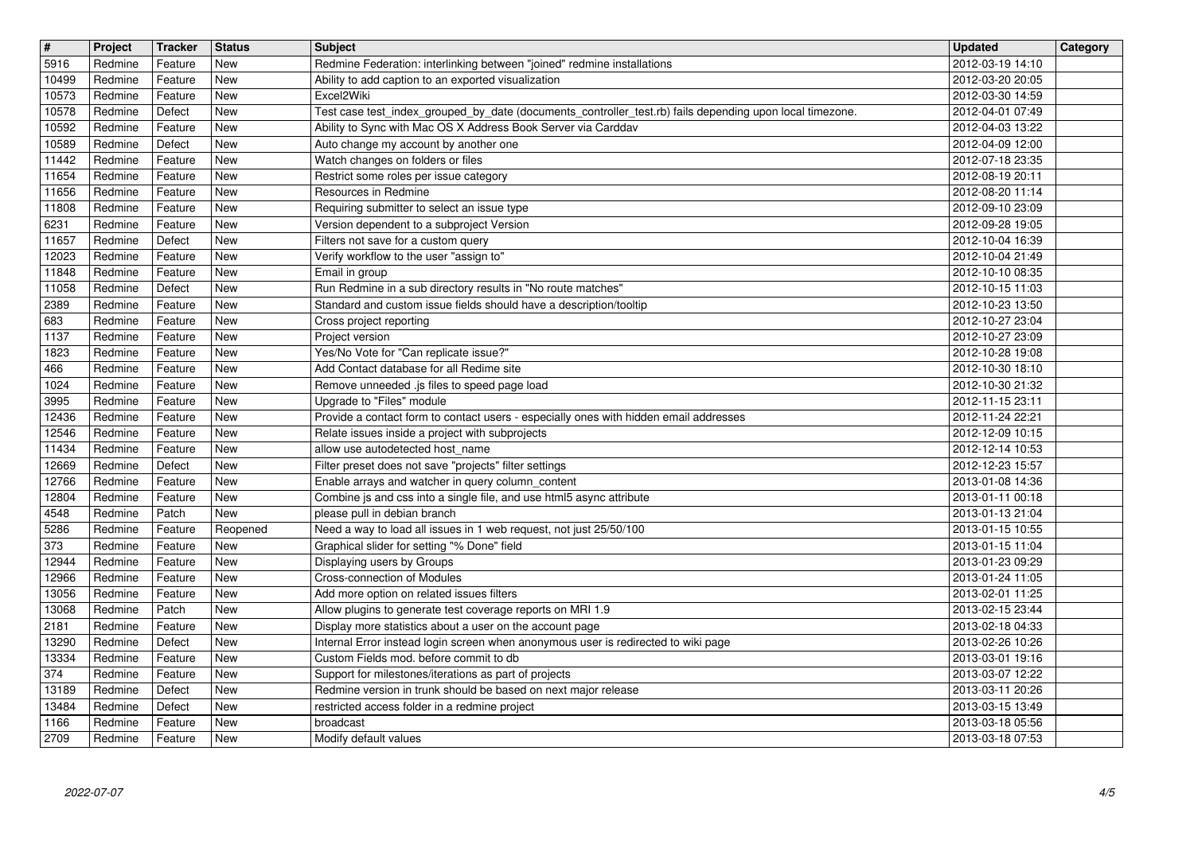| # | Project | Tracker | Status | Subject | Updated | Category |
|---|---|---|---|---|---|---|
| 5916 | Redmine | Feature | New | Redmine Federation: interlinking between "joined" redmine installations | 2012-03-19 14:10 | |
| 10499 | Redmine | Feature | New | Ability to add caption to an exported visualization | 2012-03-20 20:05 | |
| 10573 | Redmine | Feature | New | Excel2Wiki | 2012-03-30 14:59 | |
| 10578 | Redmine | Defect | New | Test case test_index_grouped_by_date (documents_controller_test.rb) fails depending upon local timezone. | 2012-04-01 07:49 | |
| 10592 | Redmine | Feature | New | Ability to Sync with Mac OS X Address Book Server via Carddav | 2012-04-03 13:22 | |
| 10589 | Redmine | Defect | New | Auto change my account by another one | 2012-04-09 12:00 | |
| 11442 | Redmine | Feature | New | Watch changes on folders or files | 2012-07-18 23:35 | |
| 11654 | Redmine | Feature | New | Restrict some roles per issue category | 2012-08-19 20:11 | |
| 11656 | Redmine | Feature | New | Resources in Redmine | 2012-08-20 11:14 | |
| 11808 | Redmine | Feature | New | Requiring submitter to select an issue type | 2012-09-10 23:09 | |
| 6231 | Redmine | Feature | New | Version dependent to a subproject Version | 2012-09-28 19:05 | |
| 11657 | Redmine | Defect | New | Filters not save for a custom query | 2012-10-04 16:39 | |
| 12023 | Redmine | Feature | New | Verify workflow to the user "assign to" | 2012-10-04 21:49 | |
| 11848 | Redmine | Feature | New | Email in group | 2012-10-10 08:35 | |
| 11058 | Redmine | Defect | New | Run Redmine in a sub directory results in "No route matches" | 2012-10-15 11:03 | |
| 2389 | Redmine | Feature | New | Standard and custom issue fields should have a description/tooltip | 2012-10-23 13:50 | |
| 683 | Redmine | Feature | New | Cross project reporting | 2012-10-27 23:04 | |
| 1137 | Redmine | Feature | New | Project version | 2012-10-27 23:09 | |
| 1823 | Redmine | Feature | New | Yes/No Vote for "Can replicate issue?" | 2012-10-28 19:08 | |
| 466 | Redmine | Feature | New | Add Contact database for all Redime site | 2012-10-30 18:10 | |
| 1024 | Redmine | Feature | New | Remove unneeded .js files to speed page load | 2012-10-30 21:32 | |
| 3995 | Redmine | Feature | New | Upgrade to "Files" module | 2012-11-15 23:11 | |
| 12436 | Redmine | Feature | New | Provide a contact form to contact users - especially ones with hidden email addresses | 2012-11-24 22:21 | |
| 12546 | Redmine | Feature | New | Relate issues inside a project with subprojects | 2012-12-09 10:15 | |
| 11434 | Redmine | Feature | New | allow use autodetected host_name | 2012-12-14 10:53 | |
| 12669 | Redmine | Defect | New | Filter preset does not save "projects" filter settings | 2012-12-23 15:57 | |
| 12766 | Redmine | Feature | New | Enable arrays and watcher in query column_content | 2013-01-08 14:36 | |
| 12804 | Redmine | Feature | New | Combine js and css into a single file, and use html5 async attribute | 2013-01-11 00:18 | |
| 4548 | Redmine | Patch | New | please pull in debian branch | 2013-01-13 21:04 | |
| 5286 | Redmine | Feature | Reopened | Need a way to load all issues in 1 web request, not just 25/50/100 | 2013-01-15 10:55 | |
| 373 | Redmine | Feature | New | Graphical slider for setting "% Done" field | 2013-01-15 11:04 | |
| 12944 | Redmine | Feature | New | Displaying users by Groups | 2013-01-23 09:29 | |
| 12966 | Redmine | Feature | New | Cross-connection of Modules | 2013-01-24 11:05 | |
| 13056 | Redmine | Feature | New | Add more option on related issues filters | 2013-02-01 11:25 | |
| 13068 | Redmine | Patch | New | Allow plugins to generate test coverage reports on MRI 1.9 | 2013-02-15 23:44 | |
| 2181 | Redmine | Feature | New | Display more statistics about a user on the account page | 2013-02-18 04:33 | |
| 13290 | Redmine | Defect | New | Internal Error instead login screen when anonymous user is redirected to wiki page | 2013-02-26 10:26 | |
| 13334 | Redmine | Feature | New | Custom Fields mod. before commit to db | 2013-03-01 19:16 | |
| 374 | Redmine | Feature | New | Support for milestones/iterations as part of projects | 2013-03-07 12:22 | |
| 13189 | Redmine | Defect | New | Redmine version in trunk should be based on next major release | 2013-03-11 20:26 | |
| 13484 | Redmine | Defect | New | restricted access folder in a redmine project | 2013-03-15 13:49 | |
| 1166 | Redmine | Feature | New | broadcast | 2013-03-18 05:56 | |
| 2709 | Redmine | Feature | New | Modify default values | 2013-03-18 07:53 | |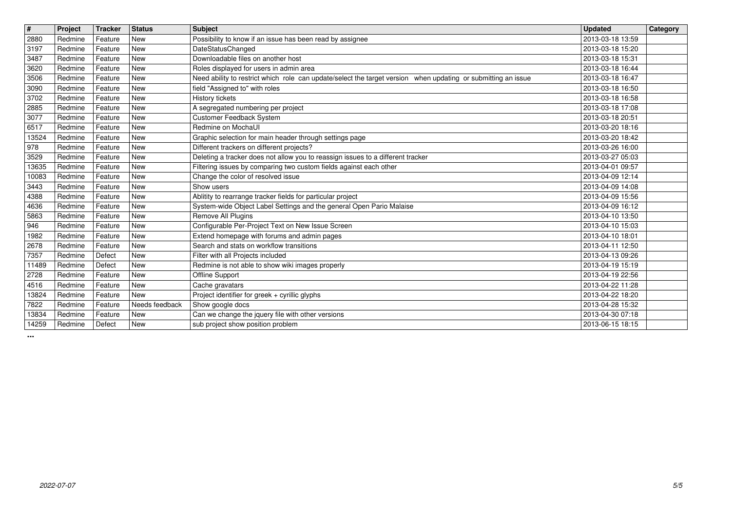| # | Project | Tracker | Status | Subject | Updated | Category |
|---|---|---|---|---|---|---|
| 2880 | Redmine | Feature | New | Possibility to know if an issue has been read by assignee | 2013-03-18 13:59 | |
| 3197 | Redmine | Feature | New | DateStatusChanged | 2013-03-18 15:20 | |
| 3487 | Redmine | Feature | New | Downloadable files on another host | 2013-03-18 15:31 | |
| 3620 | Redmine | Feature | New | Roles displayed for users in admin area | 2013-03-18 16:44 | |
| 3506 | Redmine | Feature | New | Need ability to restrict which role can update/select the target version when updating or submitting an issue | 2013-03-18 16:47 | |
| 3090 | Redmine | Feature | New | field "Assigned to" with roles | 2013-03-18 16:50 | |
| 3702 | Redmine | Feature | New | History tickets | 2013-03-18 16:58 | |
| 2885 | Redmine | Feature | New | A segregated numbering per project | 2013-03-18 17:08 | |
| 3077 | Redmine | Feature | New | Customer Feedback System | 2013-03-18 20:51 | |
| 6517 | Redmine | Feature | New | Redmine on MochaUI | 2013-03-20 18:16 | |
| 13524 | Redmine | Feature | New | Graphic selection for main header through settings page | 2013-03-20 18:42 | |
| 978 | Redmine | Feature | New | Different trackers on different projects? | 2013-03-26 16:00 | |
| 3529 | Redmine | Feature | New | Deleting a tracker does not allow you to reassign issues to a different tracker | 2013-03-27 05:03 | |
| 13635 | Redmine | Feature | New | Filtering issues by comparing two custom fields against each other | 2013-04-01 09:57 | |
| 10083 | Redmine | Feature | New | Change the color of resolved issue | 2013-04-09 12:14 | |
| 3443 | Redmine | Feature | New | Show users | 2013-04-09 14:08 | |
| 4388 | Redmine | Feature | New | Ablitity to rearrange tracker fields for particular project | 2013-04-09 15:56 | |
| 4636 | Redmine | Feature | New | System-wide Object Label Settings and the general Open Pario Malaise | 2013-04-09 16:12 | |
| 5863 | Redmine | Feature | New | Remove All Plugins | 2013-04-10 13:50 | |
| 946 | Redmine | Feature | New | Configurable Per-Project Text on New Issue Screen | 2013-04-10 15:03 | |
| 1982 | Redmine | Feature | New | Extend homepage with forums and admin pages | 2013-04-10 18:01 | |
| 2678 | Redmine | Feature | New | Search and stats on workflow transitions | 2013-04-11 12:50 | |
| 7357 | Redmine | Defect | New | Filter with all Projects included | 2013-04-13 09:26 | |
| 11489 | Redmine | Defect | New | Redmine is not able to show wiki images properly | 2013-04-19 15:19 | |
| 2728 | Redmine | Feature | New | Offline Support | 2013-04-19 22:56 | |
| 4516 | Redmine | Feature | New | Cache gravatars | 2013-04-22 11:28 | |
| 13824 | Redmine | Feature | New | Project identifier for greek + cyrillic glyphs | 2013-04-22 18:20 | |
| 7822 | Redmine | Feature | Needs feedback | Show google docs | 2013-04-28 15:32 | |
| 13834 | Redmine | Feature | New | Can we change the jquery file with other versions | 2013-04-30 07:18 | |
| 14259 | Redmine | Defect | New | sub project show position problem | 2013-06-15 18:15 | |

...